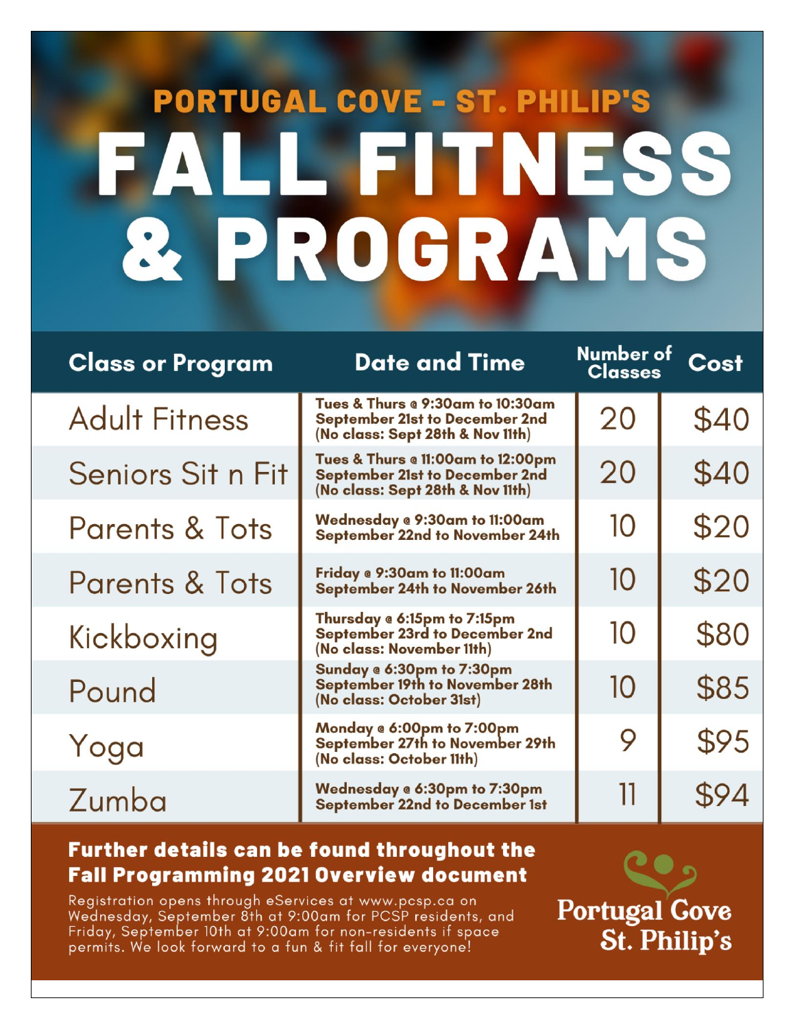## PORTUGAL COVE - ST. PHILIP'S

# FALL FITNESS & PROGRAMS

| Class or Program | Date and Time | Number of Classes | Cost |
|---|---|---|---|
| Adult Fitness | Tues & Thurs @ 9:30am to 10:30am<br>September 21st to December 2nd<br>(No class: Sept 28th & Nov 11th) | 20 | $40 |
| Seniors Sit n Fit | Tues & Thurs @ 11:00am to 12:00pm<br>September 21st to December 2nd<br>(No class: Sept 28th & Nov 11th) | 20 | $40 |
| Parents & Tots | Wednesday @ 9:30am to 11:00am<br>September 22nd to November 24th | 10 | $20 |
| Parents & Tots | Friday @ 9:30am to 11:00am<br>September 24th to November 26th | 10 | $20 |
| Kickboxing | Thursday @ 6:15pm to 7:15pm<br>September 23rd to December 2nd<br>(No class: November 11th) | 10 | $80 |
| Pound | Sunday @ 6:30pm to 7:30pm<br>September 19th to November 28th<br>(No class: October 31st) | 10 | $85 |
| Yoga | Monday @ 6:00pm to 7:00pm<br>September 27th to November 29th<br>(No class: October 11th) | 9 | $95 |
| Zumba | Wednesday @ 6:30pm to 7:30pm<br>September 22nd to December 1st | 11 | $94 |

**Further details can be found throughout the Fall Programming 2021 Overview document**

Registration opens through eServices at www.pcsp.ca on Wednesday, September 8th at 9:00am for PCSP residents, and Friday, September 10th at 9:00am for non-residents if space permits. We look forward to a fun & fit fall for everyone!

Portugal Cove St. Philip's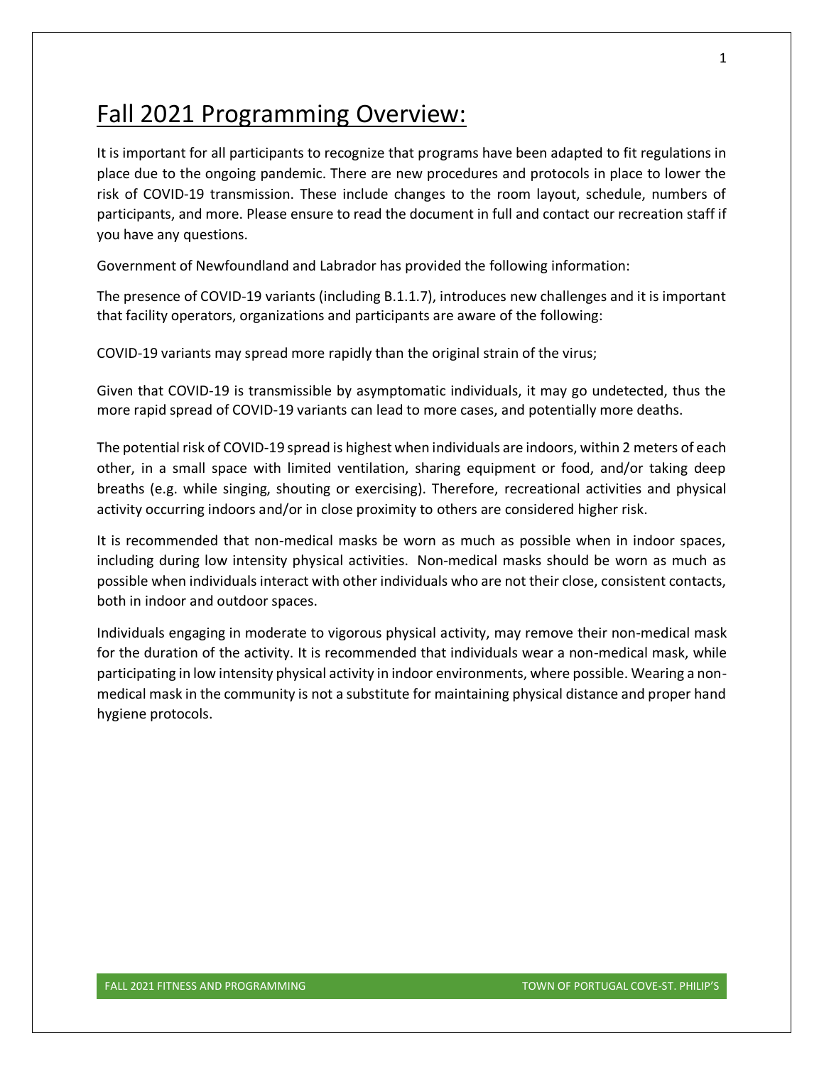# Fall 2021 Programming Overview:

It is important for all participants to recognize that programs have been adapted to fit regulations in place due to the ongoing pandemic. There are new procedures and protocols in place to lower the risk of COVID-19 transmission. These include changes to the room layout, schedule, numbers of participants, and more. Please ensure to read the document in full and contact our recreation staff if you have any questions.

Government of Newfoundland and Labrador has provided the following information:

The presence of COVID-19 variants (including B.1.1.7), introduces new challenges and it is important that facility operators, organizations and participants are aware of the following:

COVID-19 variants may spread more rapidly than the original strain of the virus;

Given that COVID-19 is transmissible by asymptomatic individuals, it may go undetected, thus the more rapid spread of COVID-19 variants can lead to more cases, and potentially more deaths.

The potential risk of COVID-19 spread is highest when individuals are indoors, within 2 meters of each other, in a small space with limited ventilation, sharing equipment or food, and/or taking deep breaths (e.g. while singing, shouting or exercising). Therefore, recreational activities and physical activity occurring indoors and/or in close proximity to others are considered higher risk.

It is recommended that non-medical masks be worn as much as possible when in indoor spaces, including during low intensity physical activities. Non-medical masks should be worn as much as possible when individuals interact with other individuals who are not their close, consistent contacts, both in indoor and outdoor spaces.

Individuals engaging in moderate to vigorous physical activity, may remove their non-medical mask for the duration of the activity. It is recommended that individuals wear a non-medical mask, while participating in low intensity physical activity in indoor environments, where possible. Wearing a non-medical mask in the community is not a substitute for maintaining physical distance and proper hand hygiene protocols.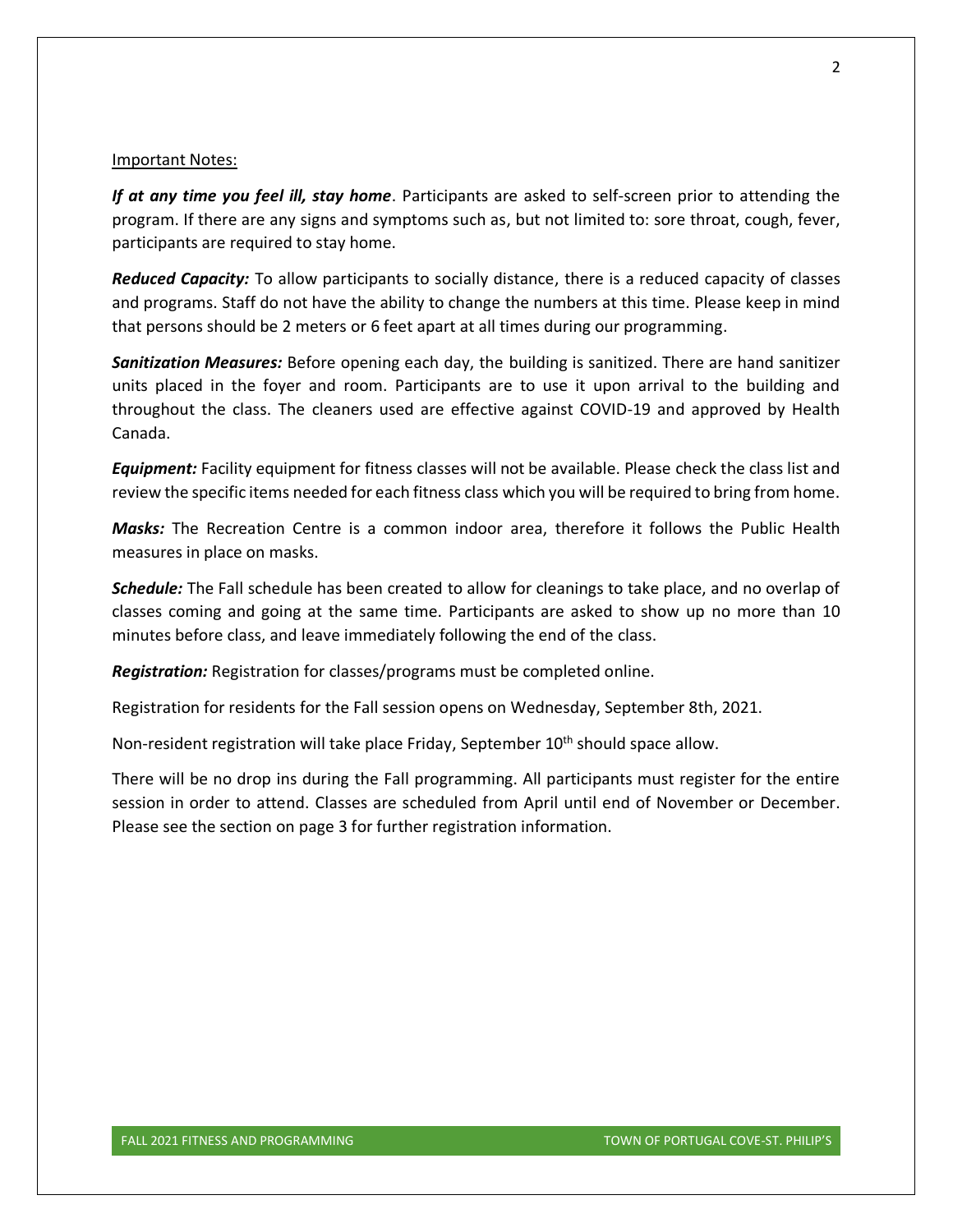Important Notes:

***If at any time you feel ill, stay home***. Participants are asked to self-screen prior to attending the program. If there are any signs and symptoms such as, but not limited to: sore throat, cough, fever, participants are required to stay home.

***Reduced Capacity:*** To allow participants to socially distance, there is a reduced capacity of classes and programs. Staff do not have the ability to change the numbers at this time. Please keep in mind that persons should be 2 meters or 6 feet apart at all times during our programming.

***Sanitization Measures:*** Before opening each day, the building is sanitized. There are hand sanitizer units placed in the foyer and room. Participants are to use it upon arrival to the building and throughout the class. The cleaners used are effective against COVID-19 and approved by Health Canada.

***Equipment:*** Facility equipment for fitness classes will not be available. Please check the class list and review the specific items needed for each fitness class which you will be required to bring from home.

***Masks:*** The Recreation Centre is a common indoor area, therefore it follows the Public Health measures in place on masks.

***Schedule:*** The Fall schedule has been created to allow for cleanings to take place, and no overlap of classes coming and going at the same time. Participants are asked to show up no more than 10 minutes before class, and leave immediately following the end of the class.

***Registration:*** Registration for classes/programs must be completed online.

Registration for residents for the Fall session opens on Wednesday, September 8th, 2021.

Non-resident registration will take place Friday, September 10th should space allow.

There will be no drop ins during the Fall programming. All participants must register for the entire session in order to attend. Classes are scheduled from April until end of November or December. Please see the section on page 3 for further registration information.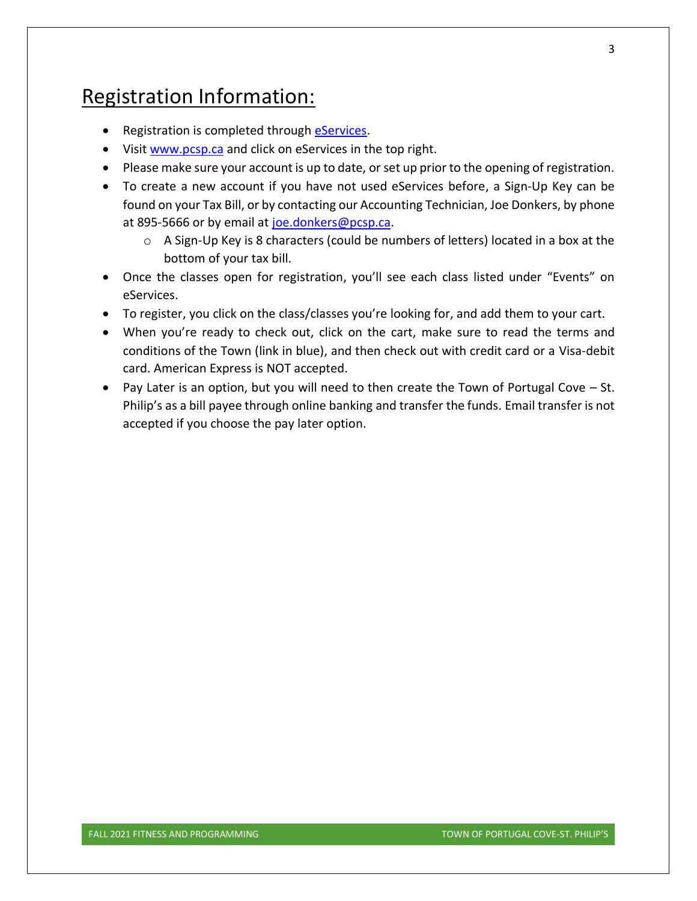# Registration Information:

- Registration is completed through [eServices](eServices).
- Visit [www.pcsp.ca](www.pcsp.ca) and click on eServices in the top right.
- Please make sure your account is up to date, or set up prior to the opening of registration.
- To create a new account if you have not used eServices before, a Sign-Up Key can be found on your Tax Bill, or by contacting our Accounting Technician, Joe Donkers, by phone at 895-5666 or by email at [joe.donkers@pcsp.ca](mailto:joe.donkers@pcsp.ca).
  - A Sign-Up Key is 8 characters (could be numbers of letters) located in a box at the bottom of your tax bill.
- Once the classes open for registration, you'll see each class listed under "Events" on eServices.
- To register, you click on the class/classes you're looking for, and add them to your cart.
- When you're ready to check out, click on the cart, make sure to read the terms and conditions of the Town (link in blue), and then check out with credit card or a Visa-debit card. American Express is NOT accepted.
- Pay Later is an option, but you will need to then create the Town of Portugal Cove – St. Philip's as a bill payee through online banking and transfer the funds. Email transfer is not accepted if you choose the pay later option.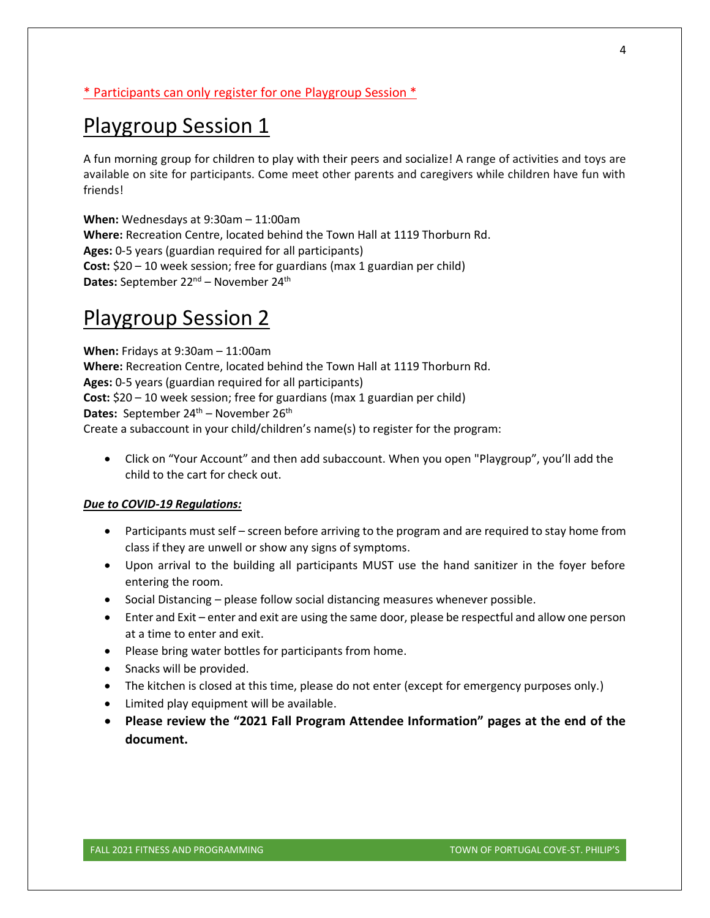\* Participants can only register for one Playgroup Session \*

# Playgroup Session 1

A fun morning group for children to play with their peers and socialize! A range of activities and toys are available on site for participants. Come meet other parents and caregivers while children have fun with friends!

**When:** Wednesdays at 9:30am – 11:00am
**Where:** Recreation Centre, located behind the Town Hall at 1119 Thorburn Rd.
**Ages:** 0-5 years (guardian required for all participants)
**Cost:** $20 – 10 week session; free for guardians (max 1 guardian per child)
**Dates:** September 22nd – November 24th

# Playgroup Session 2

**When:** Fridays at 9:30am – 11:00am
**Where:** Recreation Centre, located behind the Town Hall at 1119 Thorburn Rd.
**Ages:** 0-5 years (guardian required for all participants)
**Cost:** $20 – 10 week session; free for guardians (max 1 guardian per child)
**Dates:** September 24th – November 26th
Create a subaccount in your child/children's name(s) to register for the program:

- Click on "Your Account" and then add subaccount. When you open "Playgroup", you'll add the child to the cart for check out.

***Due to COVID-19 Regulations:***

- Participants must self – screen before arriving to the program and are required to stay home from class if they are unwell or show any signs of symptoms.
- Upon arrival to the building all participants MUST use the hand sanitizer in the foyer before entering the room.
- Social Distancing – please follow social distancing measures whenever possible.
- Enter and Exit – enter and exit are using the same door, please be respectful and allow one person at a time to enter and exit.
- Please bring water bottles for participants from home.
- Snacks will be provided.
- The kitchen is closed at this time, please do not enter (except for emergency purposes only.)
- Limited play equipment will be available.
- **Please review the "2021 Fall Program Attendee Information" pages at the end of the document.**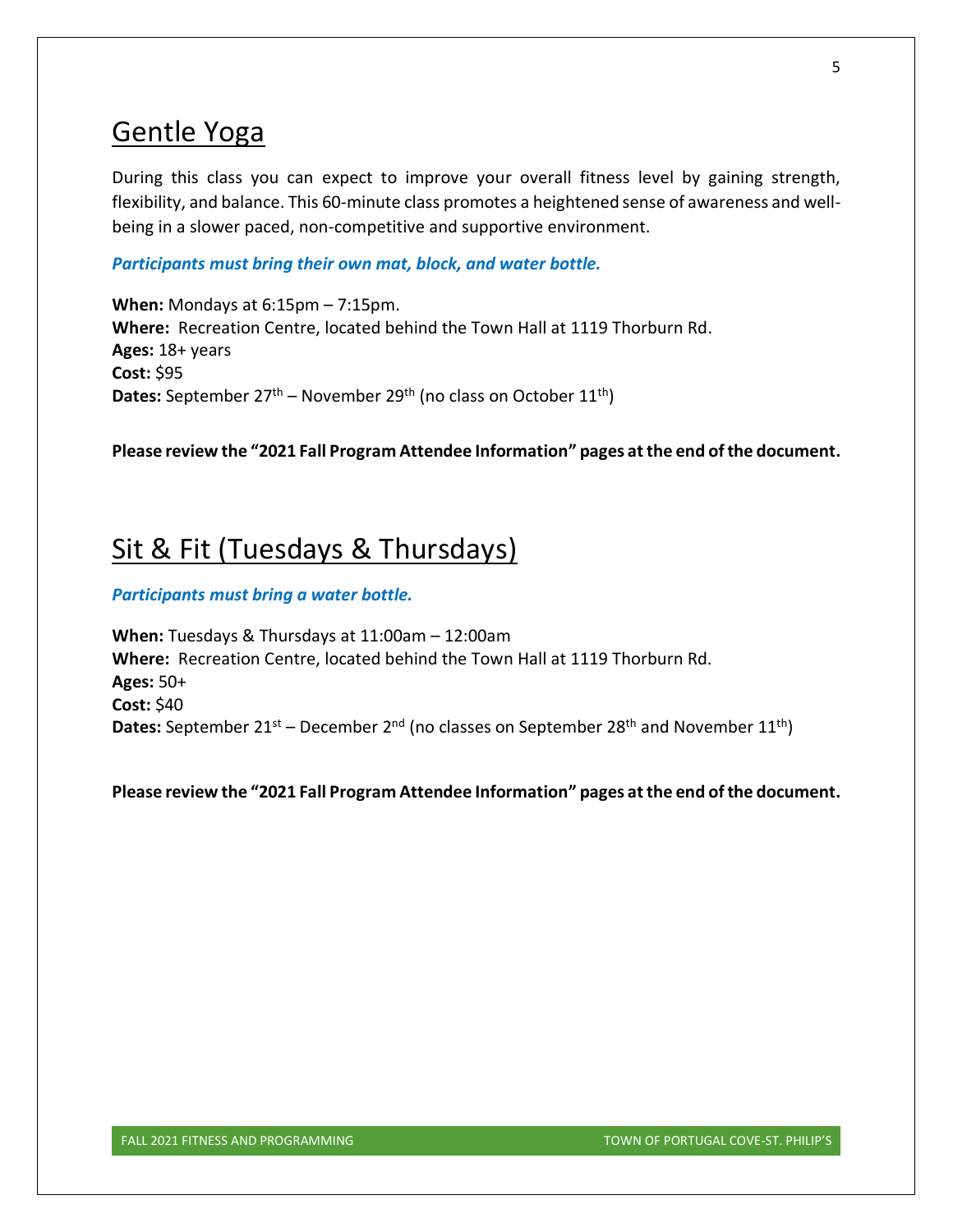## Gentle Yoga

During this class you can expect to improve your overall fitness level by gaining strength, flexibility, and balance. This 60-minute class promotes a heightened sense of awareness and well-being in a slower paced, non-competitive and supportive environment.

***Participants must bring their own mat, block, and water bottle.***

**When:** Mondays at 6:15pm – 7:15pm.
**Where:** Recreation Centre, located behind the Town Hall at 1119 Thorburn Rd.
**Ages:** 18+ years
**Cost:** $95
**Dates:** September 27th – November 29th (no class on October 11th)

**Please review the "2021 Fall Program Attendee Information" pages at the end of the document.**

## Sit & Fit (Tuesdays & Thursdays)

***Participants must bring a water bottle.***

**When:** Tuesdays & Thursdays at 11:00am – 12:00am
**Where:** Recreation Centre, located behind the Town Hall at 1119 Thorburn Rd.
**Ages:** 50+
**Cost:** $40
**Dates:** September 21st – December 2nd (no classes on September 28th and November 11th)

**Please review the "2021 Fall Program Attendee Information" pages at the end of the document.**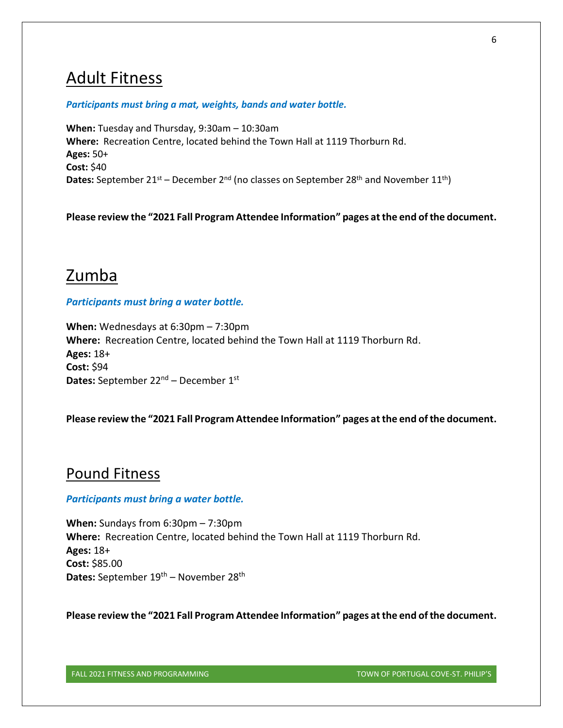## Adult Fitness

***Participants must bring a mat, weights, bands and water bottle.***

**When:** Tuesday and Thursday, 9:30am – 10:30am
**Where:** Recreation Centre, located behind the Town Hall at 1119 Thorburn Rd.
**Ages:** 50+
**Cost:** $40
**Dates:** September 21st – December 2nd (no classes on September 28th and November 11th)

**Please review the "2021 Fall Program Attendee Information" pages at the end of the document.**

## Zumba

***Participants must bring a water bottle.***

**When:** Wednesdays at 6:30pm – 7:30pm
**Where:** Recreation Centre, located behind the Town Hall at 1119 Thorburn Rd.
**Ages:** 18+
**Cost:** $94
**Dates:** September 22nd – December 1st

**Please review the "2021 Fall Program Attendee Information" pages at the end of the document.**

## Pound Fitness

***Participants must bring a water bottle.***

**When:** Sundays from 6:30pm – 7:30pm
**Where:** Recreation Centre, located behind the Town Hall at 1119 Thorburn Rd.
**Ages:** 18+
**Cost:** $85.00
**Dates:** September 19th – November 28th

**Please review the "2021 Fall Program Attendee Information" pages at the end of the document.**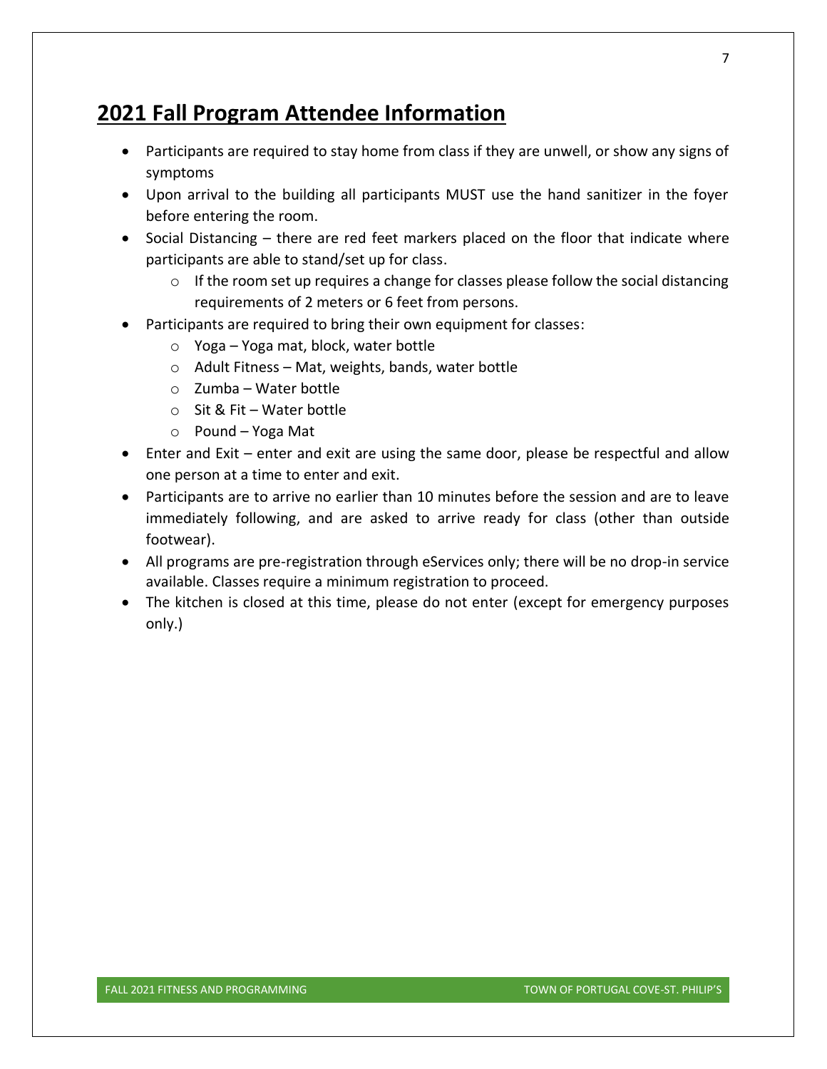## 2021 Fall Program Attendee Information

- Participants are required to stay home from class if they are unwell, or show any signs of symptoms
- Upon arrival to the building all participants MUST use the hand sanitizer in the foyer before entering the room.
- Social Distancing – there are red feet markers placed on the floor that indicate where participants are able to stand/set up for class.
  - If the room set up requires a change for classes please follow the social distancing requirements of 2 meters or 6 feet from persons.
- Participants are required to bring their own equipment for classes:
  - Yoga – Yoga mat, block, water bottle
  - Adult Fitness – Mat, weights, bands, water bottle
  - Zumba – Water bottle
  - Sit & Fit – Water bottle
  - Pound – Yoga Mat
- Enter and Exit – enter and exit are using the same door, please be respectful and allow one person at a time to enter and exit.
- Participants are to arrive no earlier than 10 minutes before the session and are to leave immediately following, and are asked to arrive ready for class (other than outside footwear).
- All programs are pre-registration through eServices only; there will be no drop-in service available. Classes require a minimum registration to proceed.
- The kitchen is closed at this time, please do not enter (except for emergency purposes only.)